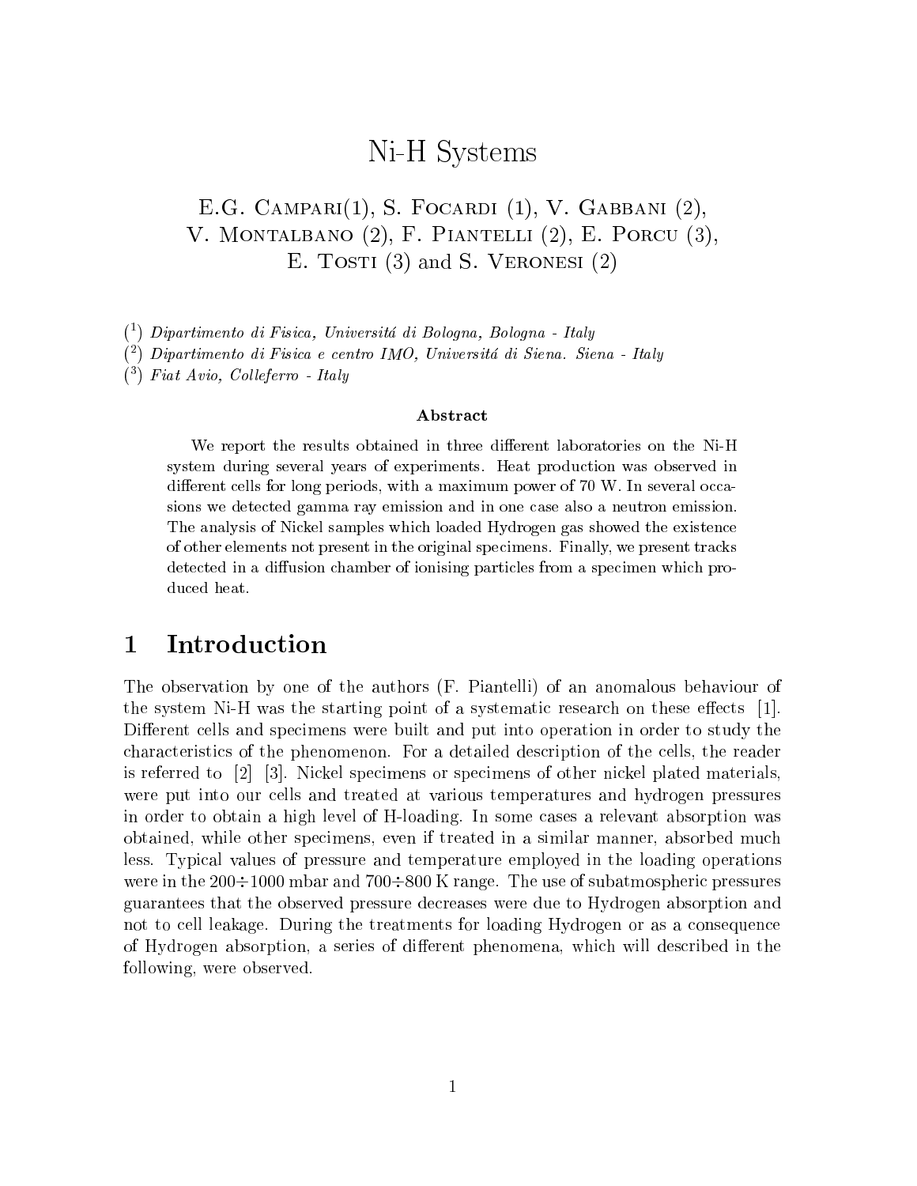# Ni-H Systems

E.G. Campari(1), S. Focardi (1), V. Gabbani (2),
V. Montalbano (2), F. Piantelli (2), E. Porcu (3),
E. Tosti (3) and S. Veronesi (2)

([1]) *Dipartimento di Fisica, Universitá di Bologna, Bologna - Italy*
([2]) *Dipartimento di Fisica e centro IMO, Universitá di Siena. Siena - Italy*
([3]) *Fiat Avio, Colleferro - Italy*

**Abstract**

We report the results obtained in three different laboratories on the Ni-H system during several years of experiments. Heat production was observed in different cells for long periods, with a maximum power of 70 W. In several occasions we detected gamma ray emission and in one case also a neutron emission. The analysis of Nickel samples which loaded Hydrogen gas showed the existence of other elements not present in the original specimens. Finally, we present tracks detected in a diffusion chamber of ionising particles from a specimen which produced heat.

## 1 Introduction

The observation by one of the authors (F. Piantelli) of an anomalous behaviour of the system Ni-H was the starting point of a systematic research on these effects [1]. Different cells and specimens were built and put into operation in order to study the characteristics of the phenomenon. For a detailed description of the cells, the reader is referred to [2] [3]. Nickel specimens or specimens of other nickel plated materials, were put into our cells and treated at various temperatures and hydrogen pressures in order to obtain a high level of H-loading. In some cases a relevant absorption was obtained, while other specimens, even if treated in a similar manner, absorbed much less. Typical values of pressure and temperature employed in the loading operations were in the $200 \div 1000$ mbar and $700 \div 800$ K range. The use of subatmospheric pressures guarantees that the observed pressure decreases were due to Hydrogen absorption and not to cell leakage. During the treatments for loading Hydrogen or as a consequence of Hydrogen absorption, a series of different phenomena, which will described in the following, were observed.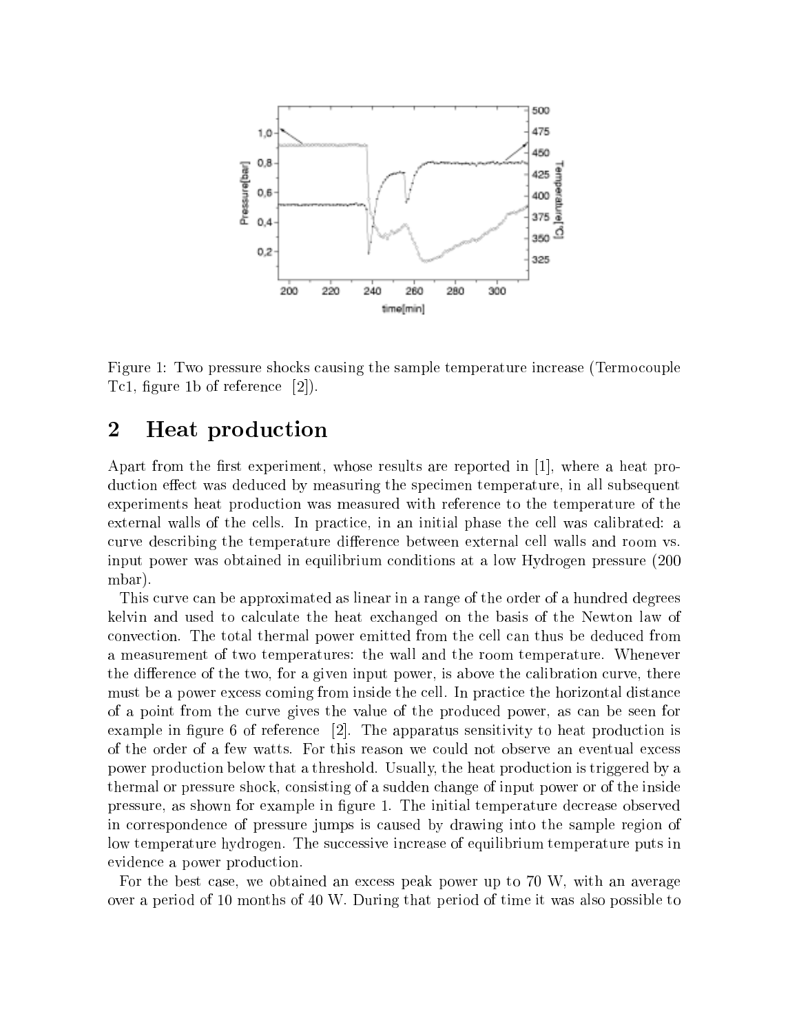Figure 1: Two pressure shocks causing the sample temperature increase (Termocouple Tc1, figure 1b of reference [2]).

## 2 Heat production

Apart from the first experiment, whose results are reported in [1], where a heat production effect was deduced by measuring the specimen temperature, in all subsequent experiments heat production was measured with reference to the temperature of the external walls of the cells. In practice, in an initial phase the cell was calibrated: a curve describing the temperature difference between external cell walls and room vs. input power was obtained in equilibrium conditions at a low Hydrogen pressure (200 mbar).

This curve can be approximated as linear in a range of the order of a hundred degrees kelvin and used to calculate the heat exchanged on the basis of the Newton law of convection. The total thermal power emitted from the cell can thus be deduced from a measurement of two temperatures: the wall and the room temperature. Whenever the difference of the two, for a given input power, is above the calibration curve, there must be a power excess coming from inside the cell. In practice the horizontal distance of a point from the curve gives the value of the produced power, as can be seen for example in figure 6 of reference [2]. The apparatus sensitivity to heat production is of the order of a few watts. For this reason we could not observe an eventual excess power production below that a threshold. Usually, the heat production is triggered by a thermal or pressure shock, consisting of a sudden change of input power or of the inside pressure, as shown for example in figure 1. The initial temperature decrease observed in correspondence of pressure jumps is caused by drawing into the sample region of low temperature hydrogen. The successive increase of equilibrium temperature puts in evidence a power production.

For the best case, we obtained an excess peak power up to 70 W, with an average over a period of 10 months of 40 W. During that period of time it was also possible to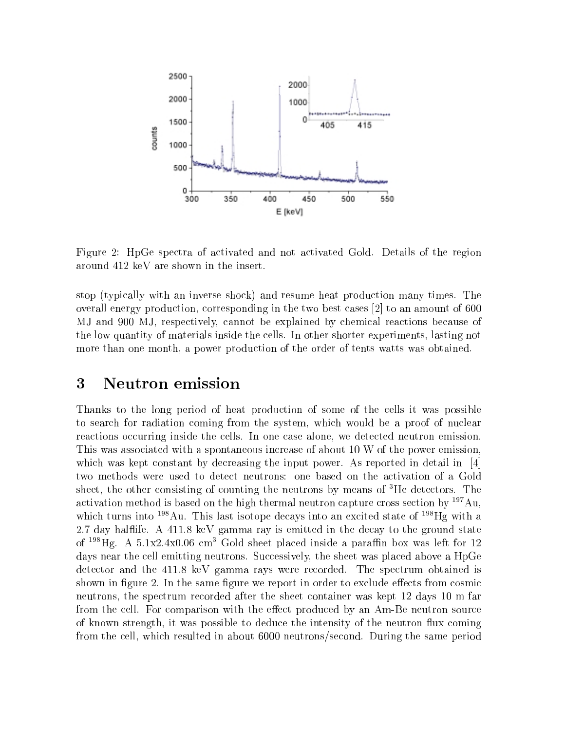Figure 2: HpGe spectra of activated and not activated Gold. Details of the region around 412 keV are shown in the insert.

stop (typically with an inverse shock) and resume heat production many times. The overall energy production, corresponding in the two best cases [2] to an amount of 600 MJ and 900 MJ, respectively, cannot be explained by chemical reactions because of the low quantity of materials inside the cells. In other shorter experiments, lasting not more than one month, a power production of the order of tents watts was obtained.

## 3 Neutron emission

Thanks to the long period of heat production of some of the cells it was possible to search for radiation coming from the system, which would be a proof of nuclear reactions occurring inside the cells. In one case alone, we detected neutron emission. This was associated with a spontaneous increase of about 10 W of the power emission, which was kept constant by decreasing the input power. As reported in detail in [4] two methods were used to detect neutrons: one based on the activation of a Gold sheet, the other consisting of counting the neutrons by means of $^{3}$He detectors. The activation method is based on the high thermal neutron capture cross section by $^{197}$Au, which turns into $^{198}$Au. This last isotope decays into an excited state of $^{198}$Hg with a 2.7 day halflife. A 411.8 keV gamma ray is emitted in the decay to the ground state of $^{198}$Hg. A 5.1x2.4x0.06 cm$^{3}$ Gold sheet placed inside a paraffin box was left for 12 days near the cell emitting neutrons. Successively, the sheet was placed above a HpGe detector and the 411.8 keV gamma rays were recorded. The spectrum obtained is shown in figure 2. In the same figure we report in order to exclude effects from cosmic neutrons, the spectrum recorded after the sheet container was kept 12 days 10 m far from the cell. For comparison with the effect produced by an Am-Be neutron source of known strength, it was possible to deduce the intensity of the neutron flux coming from the cell, which resulted in about 6000 neutrons/second. During the same period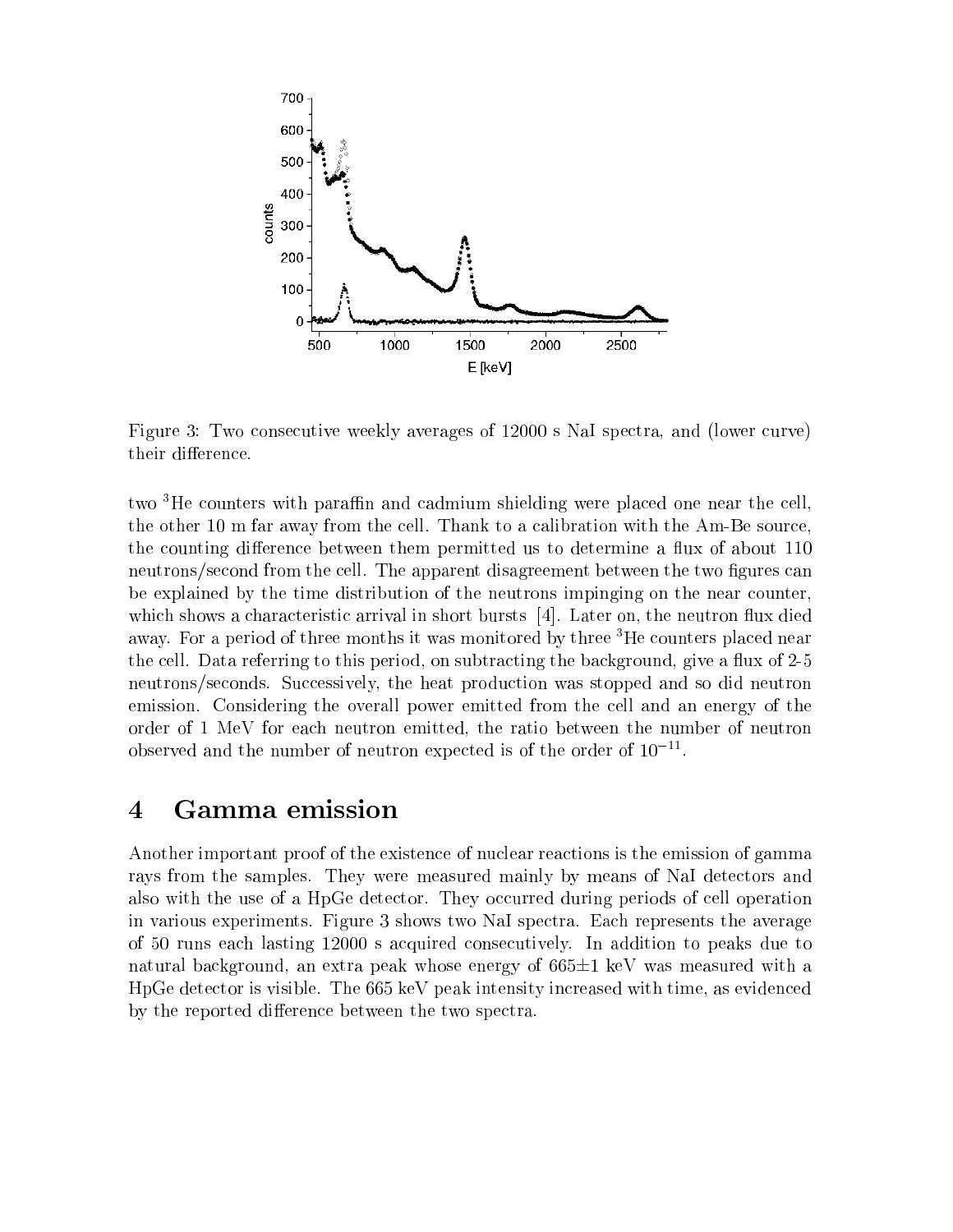Figure 3: Two consecutive weekly averages of 12000 s NaI spectra, and (lower curve) their difference.

two $^3$He counters with paraffin and cadmium shielding were placed one near the cell, the other 10 m far away from the cell. Thank to a calibration with the Am-Be source, the counting difference between them permitted us to determine a flux of about 110 neutrons/second from the cell. The apparent disagreement between the two figures can be explained by the time distribution of the neutrons impinging on the near counter, which shows a characteristic arrival in short bursts [4]. Later on, the neutron flux died away. For a period of three months it was monitored by three $^3$He counters placed near the cell. Data referring to this period, on subtracting the background, give a flux of 2-5 neutrons/seconds. Successively, the heat production was stopped and so did neutron emission. Considering the overall power emitted from the cell and an energy of the order of 1 MeV for each neutron emitted, the ratio between the number of neutron observed and the number of neutron expected is of the order of $10^{-11}$.

## 4 Gamma emission

Another important proof of the existence of nuclear reactions is the emission of gamma rays from the samples. They were measured mainly by means of NaI detectors and also with the use of a HpGe detector. They occurred during periods of cell operation in various experiments. Figure 3 shows two NaI spectra. Each represents the average of 50 runs each lasting 12000 s acquired consecutively. In addition to peaks due to natural background, an extra peak whose energy of 665$\pm$1 keV was measured with a HpGe detector is visible. The 665 keV peak intensity increased with time, as evidenced by the reported difference between the two spectra.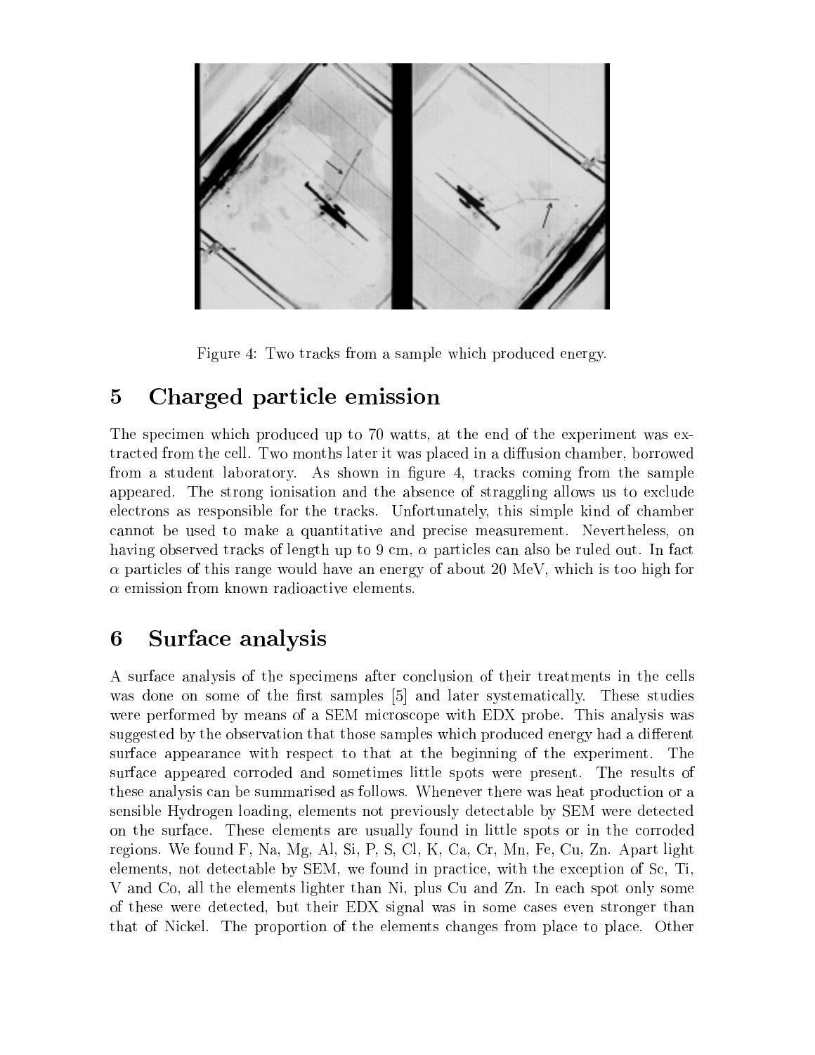Figure 4: Two tracks from a sample which produced energy.

# 5 Charged particle emission

The specimen which produced up to 70 watts, at the end of the experiment was extracted from the cell. Two months later it was placed in a diffusion chamber, borrowed from a student laboratory. As shown in figure 4, tracks coming from the sample appeared. The strong ionisation and the absence of straggling allows us to exclude electrons as responsible for the tracks. Unfortunately, this simple kind of chamber cannot be used to make a quantitative and precise measurement. Nevertheless, on having observed tracks of length up to 9 cm, $\alpha$ particles can also be ruled out. In fact $\alpha$ particles of this range would have an energy of about 20 MeV, which is too high for $\alpha$ emission from known radioactive elements.

# 6 Surface analysis

A surface analysis of the specimens after conclusion of their treatments in the cells was done on some of the first samples [5] and later systematically. These studies were performed by means of a SEM microscope with EDX probe. This analysis was suggested by the observation that those samples which produced energy had a different surface appearance with respect to that at the beginning of the experiment. The surface appeared corroded and sometimes little spots were present. The results of these analysis can be summarised as follows. Whenever there was heat production or a sensible Hydrogen loading, elements not previously detectable by SEM were detected on the surface. These elements are usually found in little spots or in the corroded regions. We found F, Na, Mg, Al, Si, P, S, Cl, K, Ca, Cr, Mn, Fe, Cu, Zn. Apart light elements, not detectable by SEM, we found in practice, with the exception of Sc, Ti, V and Co, all the elements lighter than Ni, plus Cu and Zn. In each spot only some of these were detected, but their EDX signal was in some cases even stronger than that of Nickel. The proportion of the elements changes from place to place. Other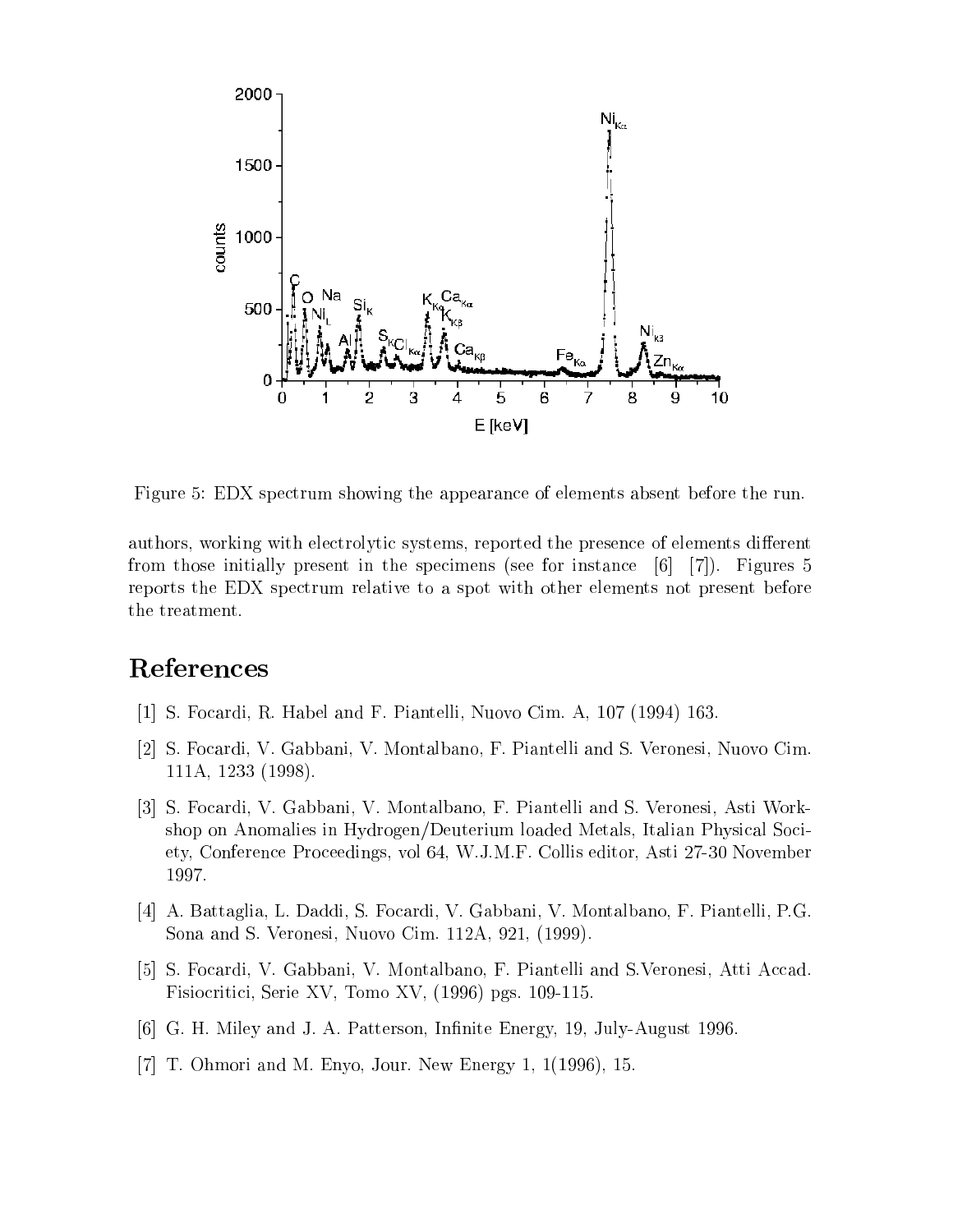2000
1500
1000
500
0
counts
0 1 2 3 4 5 6 7 8 9 10
E [keV]
C
O
Na
$Ni_L$
Al
$Si_K$
$S_K$
$Cl_{K\alpha}$
$K_{K\alpha}$
$Ca_{K\alpha}$
$K_{K\beta}$
$Ca_{K\beta}$
$Fe_{K\alpha}$
$Ni_{K\alpha}$
$Ni_{K\beta}$
$Zn_{K\alpha}$

Figure 5: EDX spectrum showing the appearance of elements absent before the run.

authors, working with electrolytic systems, reported the presence of elements different from those initially present in the specimens (see for instance [6] [7]). Figures 5 reports the EDX spectrum relative to a spot with other elements not present before the treatment.

## References

[1] S. Focardi, R. Habel and F. Piantelli, Nuovo Cim. A, 107 (1994) 163.

[2] S. Focardi, V. Gabbani, V. Montalbano, F. Piantelli and S. Veronesi, Nuovo Cim. 111A, 1233 (1998).

[3] S. Focardi, V. Gabbani, V. Montalbano, F. Piantelli and S. Veronesi, Asti Workshop on Anomalies in Hydrogen/Deuterium loaded Metals, Italian Physical Society, Conference Proceedings, vol 64, W.J.M.F. Collis editor, Asti 27-30 November 1997.

[4] A. Battaglia, L. Daddi, S. Focardi, V. Gabbani, V. Montalbano, F. Piantelli, P.G. Sona and S. Veronesi, Nuovo Cim. 112A, 921, (1999).

[5] S. Focardi, V. Gabbani, V. Montalbano, F. Piantelli and S.Veronesi, Atti Accad. Fisiocritici, Serie XV, Tomo XV, (1996) pgs. 109-115.

[6] G. H. Miley and J. A. Patterson, Infinite Energy, 19, July-August 1996.

[7] T. Ohmori and M. Enyo, Jour. New Energy 1, 1(1996), 15.